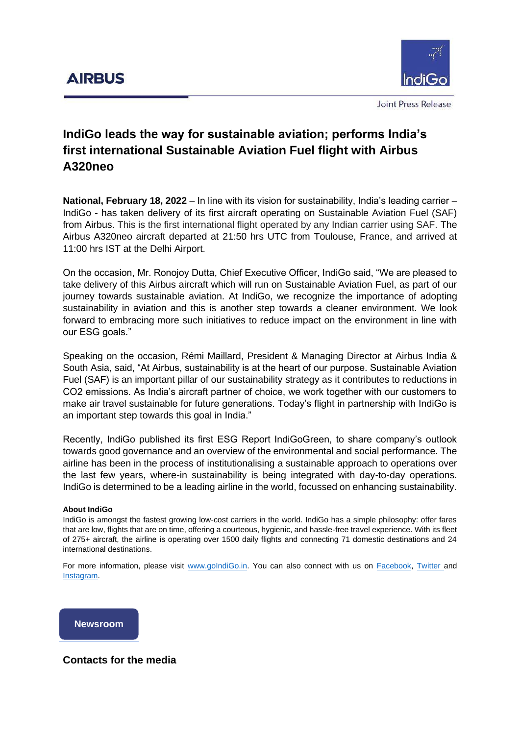AIRBUS

IndiGo

Joint Press Release

# IndiGo leads the way for sustainable aviation; performs India's first international Sustainable Aviation Fuel flight with Airbus A320neo

**National, February 18, 2022** – In line with its vision for sustainability, India's leading carrier – IndiGo - has taken delivery of its first aircraft operating on Sustainable Aviation Fuel (SAF) from Airbus. This is the first international flight operated by any Indian carrier using SAF. The Airbus A320neo aircraft departed at 21:50 hrs UTC from Toulouse, France, and arrived at 11:00 hrs IST at the Delhi Airport.

On the occasion, Mr. Ronojoy Dutta, Chief Executive Officer, IndiGo said, "We are pleased to take delivery of this Airbus aircraft which will run on Sustainable Aviation Fuel, as part of our journey towards sustainable aviation. At IndiGo, we recognize the importance of adopting sustainability in aviation and this is another step towards a cleaner environment. We look forward to embracing more such initiatives to reduce impact on the environment in line with our ESG goals."

Speaking on the occasion, Rémi Maillard, President & Managing Director at Airbus India & South Asia, said, "At Airbus, sustainability is at the heart of our purpose. Sustainable Aviation Fuel (SAF) is an important pillar of our sustainability strategy as it contributes to reductions in $CO_2$ emissions. As India's aircraft partner of choice, we work together with our customers to make air travel sustainable for future generations. Today's flight in partnership with IndiGo is an important step towards this goal in India."

Recently, IndiGo published its first ESG Report IndiGoGreen, to share company's outlook towards good governance and an overview of the environmental and social performance. The airline has been in the process of institutionalising a sustainable approach to operations over the last few years, where-in sustainability is being integrated with day-to-day operations. IndiGo is determined to be a leading airline in the world, focussed on enhancing sustainability.

**About IndiGo**

IndiGo is amongst the fastest growing low-cost carriers in the world. IndiGo has a simple philosophy: offer fares that are low, flights that are on time, offering a courteous, hygienic, and hassle-free travel experience. With its fleet of 275+ aircraft, the airline is operating over 1500 daily flights and connecting 71 domestic destinations and 24 international destinations.

For more information, please visit www.goIndiGo.in. You can also connect with us on Facebook, Twitter and Instagram.

**Newsroom**

## Contacts for the media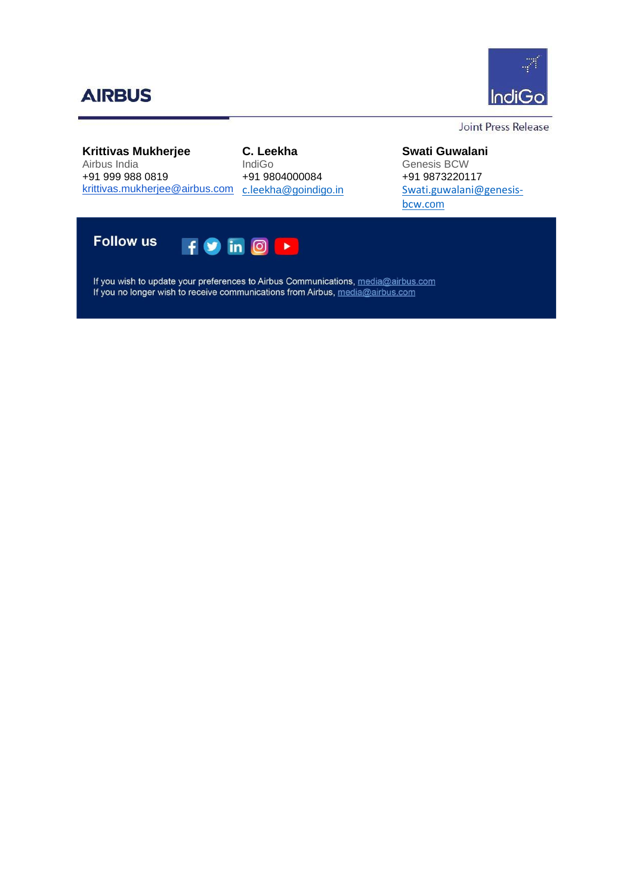Joint Press Release

**Krittivas Mukherjee**
Airbus India
+91 999 988 0819
krittivas.mukherjee@airbus.com

**C. Leekha**
IndiGo
+91 9804000084
c.leekha@goindigo.in

**Swati Guwalani**
Genesis BCW
+91 9873220117
Swati.guwalani@genesis-bcw.com

**Follow us**

If you wish to update your preferences to Airbus Communications, media@airbus.com
If you no longer wish to receive communications from Airbus, media@airbus.com